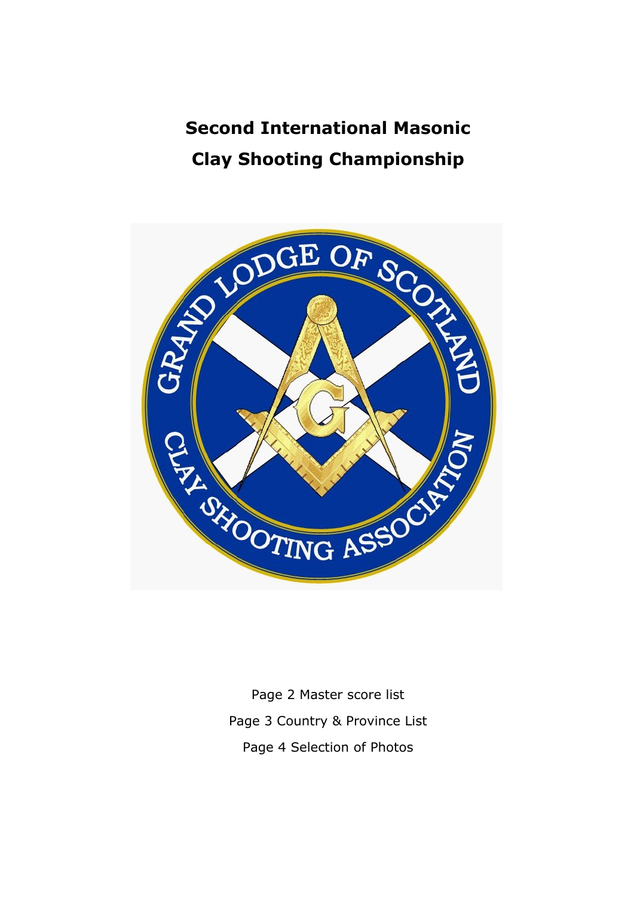# Second International Masonic Clay Shooting Championship

Page 2 Master score list

Page 3 Country & Province List

Page 4 Selection of Photos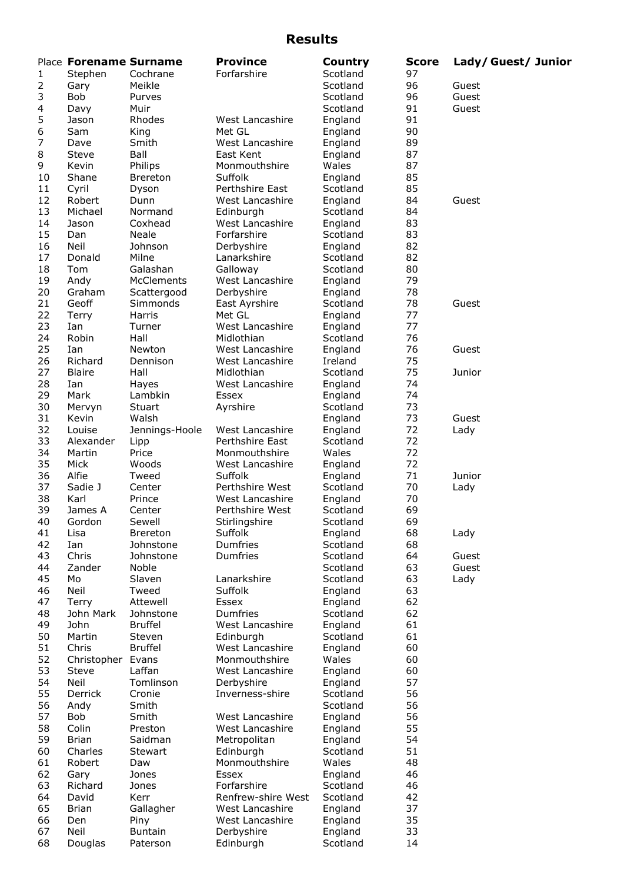# Results

| Place | Forename | Surname | Province | Country | Score | Lady/ Guest/ Junior |
|---|---|---|---|---|---|---|
| 1 | Stephen | Cochrane | Forfarshire | Scotland | 97 | |
| 2 | Gary | Meikle | | Scotland | 96 | Guest |
| 3 | Bob | Purves | | Scotland | 96 | Guest |
| 4 | Davy | Muir | | Scotland | 91 | Guest |
| 5 | Jason | Rhodes | West Lancashire | England | 91 | |
| 6 | Sam | King | Met GL | England | 90 | |
| 7 | Dave | Smith | West Lancashire | England | 89 | |
| 8 | Steve | Ball | East Kent | England | 87 | |
| 9 | Kevin | Philips | Monmouthshire | Wales | 87 | |
| 10 | Shane | Brereton | Suffolk | England | 85 | |
| 11 | Cyril | Dyson | Perthshire East | Scotland | 85 | |
| 12 | Robert | Dunn | West Lancashire | England | 84 | Guest |
| 13 | Michael | Normand | Edinburgh | Scotland | 84 | |
| 14 | Jason | Coxhead | West Lancashire | England | 83 | |
| 15 | Dan | Neale | Forfarshire | Scotland | 83 | |
| 16 | Neil | Johnson | Derbyshire | England | 82 | |
| 17 | Donald | Milne | Lanarkshire | Scotland | 82 | |
| 18 | Tom | Galashan | Galloway | Scotland | 80 | |
| 19 | Andy | McClements | West Lancashire | England | 79 | |
| 20 | Graham | Scattergood | Derbyshire | England | 78 | |
| 21 | Geoff | Simmonds | East Ayrshire | Scotland | 78 | Guest |
| 22 | Terry | Harris | Met GL | England | 77 | |
| 23 | Ian | Turner | West Lancashire | England | 77 | |
| 24 | Robin | Hall | Midlothian | Scotland | 76 | |
| 25 | Ian | Newton | West Lancashire | England | 76 | Guest |
| 26 | Richard | Dennison | West Lancashire | Ireland | 75 | |
| 27 | Blaire | Hall | Midlothian | Scotland | 75 | Junior |
| 28 | Ian | Hayes | West Lancashire | England | 74 | |
| 29 | Mark | Lambkin | Essex | England | 74 | |
| 30 | Mervyn | Stuart | Ayrshire | Scotland | 73 | |
| 31 | Kevin | Walsh | | England | 73 | Guest |
| 32 | Louise | Jennings-Hoole | West Lancashire | England | 72 | Lady |
| 33 | Alexander | Lipp | Perthshire East | Scotland | 72 | |
| 34 | Martin | Price | Monmouthshire | Wales | 72 | |
| 35 | Mick | Woods | West Lancashire | England | 72 | |
| 36 | Alfie | Tweed | Suffolk | England | 71 | Junior |
| 37 | Sadie J | Center | Perthshire West | Scotland | 70 | Lady |
| 38 | Karl | Prince | West Lancashire | England | 70 | |
| 39 | James A | Center | Perthshire West | Scotland | 69 | |
| 40 | Gordon | Sewell | Stirlingshire | Scotland | 69 | |
| 41 | Lisa | Brereton | Suffolk | England | 68 | Lady |
| 42 | Ian | Johnstone | Dumfries | Scotland | 68 | |
| 43 | Chris | Johnstone | Dumfries | Scotland | 64 | Guest |
| 44 | Zander | Noble | | Scotland | 63 | Guest |
| 45 | Mo | Slaven | Lanarkshire | Scotland | 63 | Lady |
| 46 | Neil | Tweed | Suffolk | England | 63 | |
| 47 | Terry | Attewell | Essex | England | 62 | |
| 48 | John Mark | Johnstone | Dumfries | Scotland | 62 | |
| 49 | John | Bruffel | West Lancashire | England | 61 | |
| 50 | Martin | Steven | Edinburgh | Scotland | 61 | |
| 51 | Chris | Bruffel | West Lancashire | England | 60 | |
| 52 | Christopher | Evans | Monmouthshire | Wales | 60 | |
| 53 | Steve | Laffan | West Lancashire | England | 60 | |
| 54 | Neil | Tomlinson | Derbyshire | England | 57 | |
| 55 | Derrick | Cronie | Inverness-shire | Scotland | 56 | |
| 56 | Andy | Smith | | Scotland | 56 | |
| 57 | Bob | Smith | West Lancashire | England | 56 | |
| 58 | Colin | Preston | West Lancashire | England | 55 | |
| 59 | Brian | Saidman | Metropolitan | England | 54 | |
| 60 | Charles | Stewart | Edinburgh | Scotland | 51 | |
| 61 | Robert | Daw | Monmouthshire | Wales | 48 | |
| 62 | Gary | Jones | Essex | England | 46 | |
| 63 | Richard | Jones | Forfarshire | Scotland | 46 | |
| 64 | David | Kerr | Renfrew-shire West | Scotland | 42 | |
| 65 | Brian | Gallagher | West Lancashire | England | 37 | |
| 66 | Den | Piny | West Lancashire | England | 35 | |
| 67 | Neil | Buntain | Derbyshire | England | 33 | |
| 68 | Douglas | Paterson | Edinburgh | Scotland | 14 | |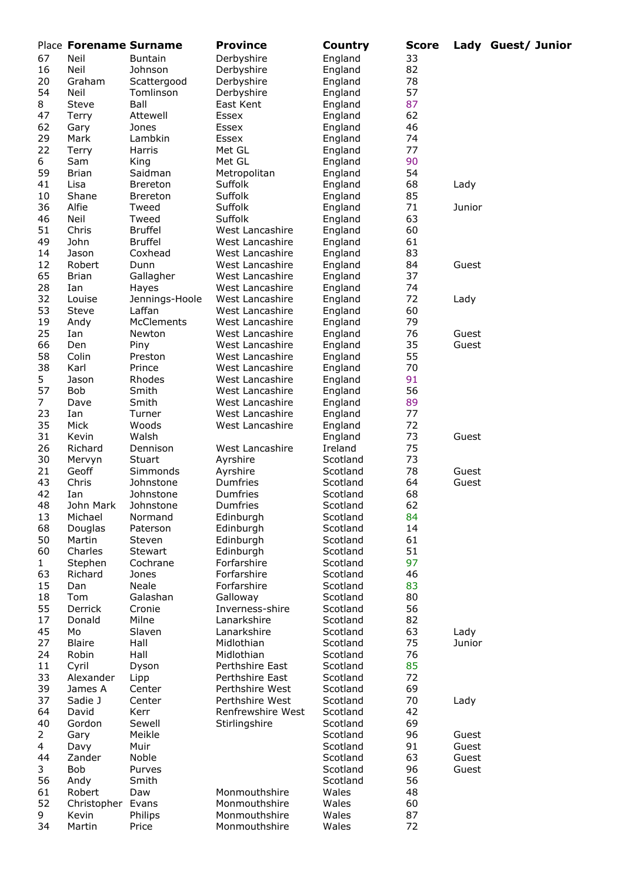| Place | Forename | Surname | Province | Country | Score | Lady | Guest/ Junior |
|---|---|---|---|---|---|---|---|
| 67 | Neil | Buntain | Derbyshire | England | 33 | | |
| 16 | Neil | Johnson | Derbyshire | England | 82 | | |
| 20 | Graham | Scattergood | Derbyshire | England | 78 | | |
| 54 | Neil | Tomlinson | Derbyshire | England | 57 | | |
| 8 | Steve | Ball | East Kent | England | 87 | | |
| 47 | Terry | Attewell | Essex | England | 62 | | |
| 62 | Gary | Jones | Essex | England | 46 | | |
| 29 | Mark | Lambkin | Essex | England | 74 | | |
| 22 | Terry | Harris | Met GL | England | 77 | | |
| 6 | Sam | King | Met GL | England | 90 | | |
| 59 | Brian | Saidman | Metropolitan | England | 54 | | |
| 41 | Lisa | Brereton | Suffolk | England | 68 | Lady | |
| 10 | Shane | Brereton | Suffolk | England | 85 | | |
| 36 | Alfie | Tweed | Suffolk | England | 71 | Junior | |
| 46 | Neil | Tweed | Suffolk | England | 63 | | |
| 51 | Chris | Bruffel | West Lancashire | England | 60 | | |
| 49 | John | Bruffel | West Lancashire | England | 61 | | |
| 14 | Jason | Coxhead | West Lancashire | England | 83 | | |
| 12 | Robert | Dunn | West Lancashire | England | 84 | Guest | |
| 65 | Brian | Gallagher | West Lancashire | England | 37 | | |
| 28 | Ian | Hayes | West Lancashire | England | 74 | | |
| 32 | Louise | Jennings-Hoole | West Lancashire | England | 72 | Lady | |
| 53 | Steve | Laffan | West Lancashire | England | 60 | | |
| 19 | Andy | McClements | West Lancashire | England | 79 | | |
| 25 | Ian | Newton | West Lancashire | England | 76 | Guest | |
| 66 | Den | Piny | West Lancashire | England | 35 | Guest | |
| 58 | Colin | Preston | West Lancashire | England | 55 | | |
| 38 | Karl | Prince | West Lancashire | England | 70 | | |
| 5 | Jason | Rhodes | West Lancashire | England | 91 | | |
| 57 | Bob | Smith | West Lancashire | England | 56 | | |
| 7 | Dave | Smith | West Lancashire | England | 89 | | |
| 23 | Ian | Turner | West Lancashire | England | 77 | | |
| 35 | Mick | Woods | West Lancashire | England | 72 | | |
| 31 | Kevin | Walsh | | England | 73 | Guest | |
| 26 | Richard | Dennison | West Lancashire | Ireland | 75 | | |
| 30 | Mervyn | Stuart | Ayrshire | Scotland | 73 | | |
| 21 | Geoff | Simmonds | Ayrshire | Scotland | 78 | Guest | |
| 43 | Chris | Johnstone | Dumfries | Scotland | 64 | Guest | |
| 42 | Ian | Johnstone | Dumfries | Scotland | 68 | | |
| 48 | John Mark | Johnstone | Dumfries | Scotland | 62 | | |
| 13 | Michael | Normand | Edinburgh | Scotland | 84 | | |
| 68 | Douglas | Paterson | Edinburgh | Scotland | 14 | | |
| 50 | Martin | Steven | Edinburgh | Scotland | 61 | | |
| 60 | Charles | Stewart | Edinburgh | Scotland | 51 | | |
| 1 | Stephen | Cochrane | Forfarshire | Scotland | 97 | | |
| 63 | Richard | Jones | Forfarshire | Scotland | 46 | | |
| 15 | Dan | Neale | Forfarshire | Scotland | 83 | | |
| 18 | Tom | Galashan | Galloway | Scotland | 80 | | |
| 55 | Derrick | Cronie | Inverness-shire | Scotland | 56 | | |
| 17 | Donald | Milne | Lanarkshire | Scotland | 82 | | |
| 45 | Mo | Slaven | Lanarkshire | Scotland | 63 | Lady | |
| 27 | Blaire | Hall | Midlothian | Scotland | 75 | Junior | |
| 24 | Robin | Hall | Midlothian | Scotland | 76 | | |
| 11 | Cyril | Dyson | Perthshire East | Scotland | 85 | | |
| 33 | Alexander | Lipp | Perthshire East | Scotland | 72 | | |
| 39 | James A | Center | Perthshire West | Scotland | 69 | | |
| 37 | Sadie J | Center | Perthshire West | Scotland | 70 | Lady | |
| 64 | David | Kerr | Renfrewshire West | Scotland | 42 | | |
| 40 | Gordon | Sewell | Stirlingshire | Scotland | 69 | | |
| 2 | Gary | Meikle | | Scotland | 96 | Guest | |
| 4 | Davy | Muir | | Scotland | 91 | Guest | |
| 44 | Zander | Noble | | Scotland | 63 | Guest | |
| 3 | Bob | Purves | | Scotland | 96 | Guest | |
| 56 | Andy | Smith | | Scotland | 56 | | |
| 61 | Robert | Daw | Monmouthshire | Wales | 48 | | |
| 52 | Christopher | Evans | Monmouthshire | Wales | 60 | | |
| 9 | Kevin | Philips | Monmouthshire | Wales | 87 | | |
| 34 | Martin | Price | Monmouthshire | Wales | 72 | | |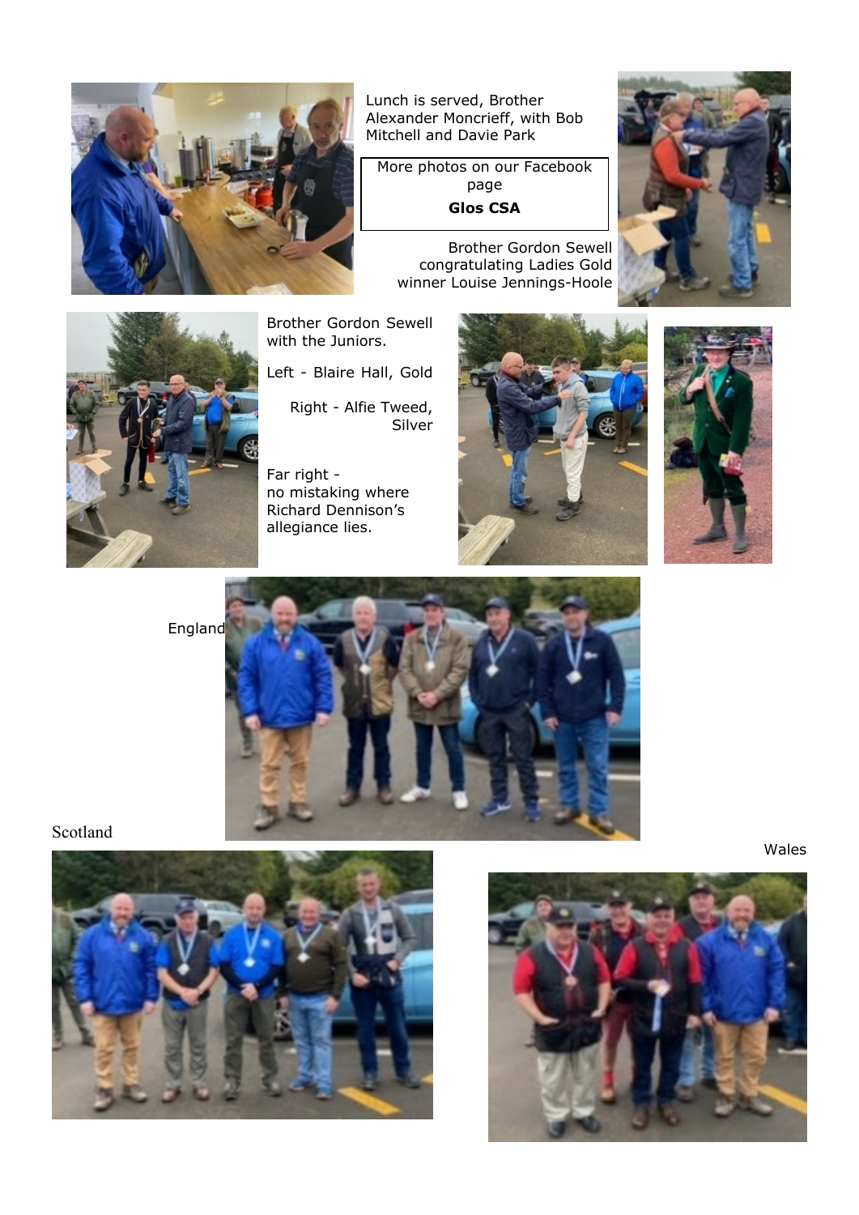Lunch is served, Brother Alexander Moncrieff, with Bob Mitchell and Davie Park

More photos on our Facebook page

**Glos CSA**

Brother Gordon Sewell congratulating Ladies Gold winner Louise Jennings-Hoole

Brother Gordon Sewell with the Juniors.

Left - Blaire Hall, Gold

Right - Alfie Tweed, Silver

Far right - no mistaking where Richard Dennison's allegiance lies.

England

Scotland

Wales